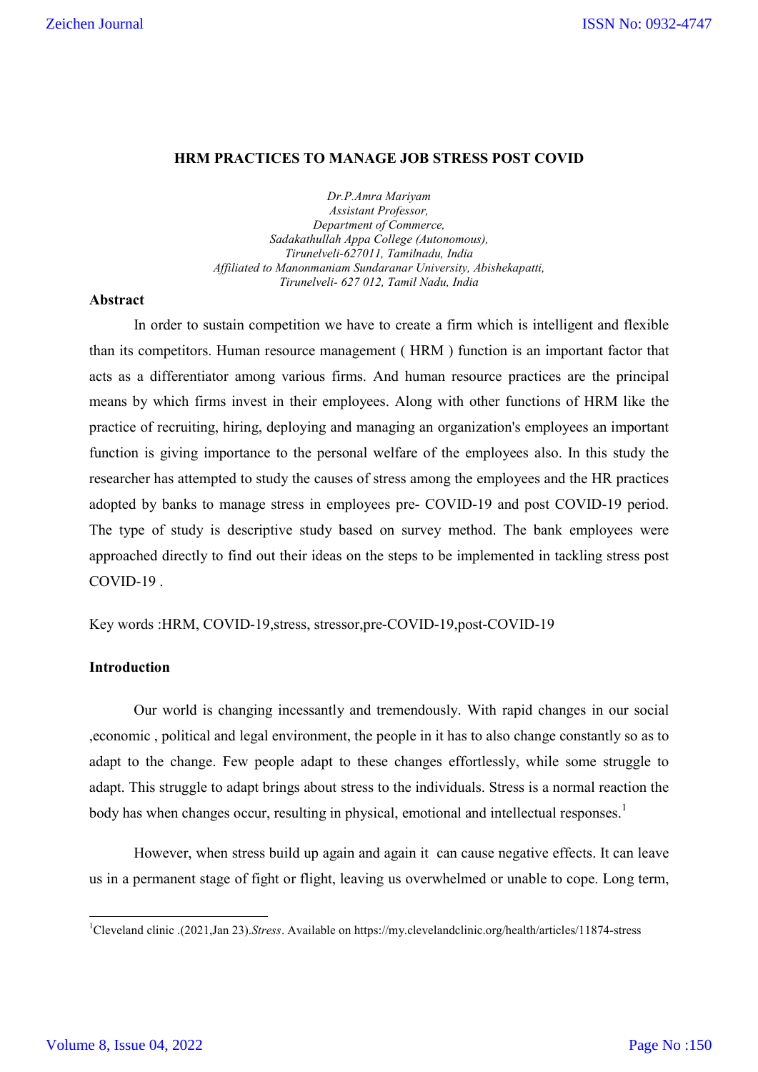# HRM PRACTICES TO MANAGE JOB STRESS POST COVID

*Dr.P.Amra Mariyam*
*Assistant Professor,*
*Department of Commerce,*
*Sadakathullah Appa College (Autonomous),*
*Tirunelveli-627011, Tamilnadu, India*
*Affiliated to Manonmaniam Sundaranar University, Abishekapatti,*
*Tirunelveli- 627 012, Tamil Nadu, India*

## Abstract

In order to sustain competition we have to create a firm which is intelligent and flexible than its competitors. Human resource management ( HRM ) function is an important factor that acts as a differentiator among various firms. And human resource practices are the principal means by which firms invest in their employees. Along with other functions of HRM like the practice of recruiting, hiring, deploying and managing an organization's employees an important function is giving importance to the personal welfare of the employees also. In this study the researcher has attempted to study the causes of stress among the employees and the HR practices adopted by banks to manage stress in employees pre- COVID-19 and post COVID-19 period. The type of study is descriptive study based on survey method. The bank employees were approached directly to find out their ideas on the steps to be implemented in tackling stress post COVID-19 .

Key words :HRM, COVID-19,stress, stressor,pre-COVID-19,post-COVID-19

## Introduction

Our world is changing incessantly and tremendously. With rapid changes in our social ,economic , political and legal environment, the people in it has to also change constantly so as to adapt to the change. Few people adapt to these changes effortlessly, while some struggle to adapt. This struggle to adapt brings about stress to the individuals. Stress is a normal reaction the body has when changes occur, resulting in physical, emotional and intellectual responses.[1]

However, when stress build up again and again it can cause negative effects. It can leave us in a permanent stage of fight or flight, leaving us overwhelmed or unable to cope. Long term,

[1]Cleveland clinic .(2021,Jan 23).*Stress*. Available on https://my.clevelandclinic.org/health/articles/11874-stress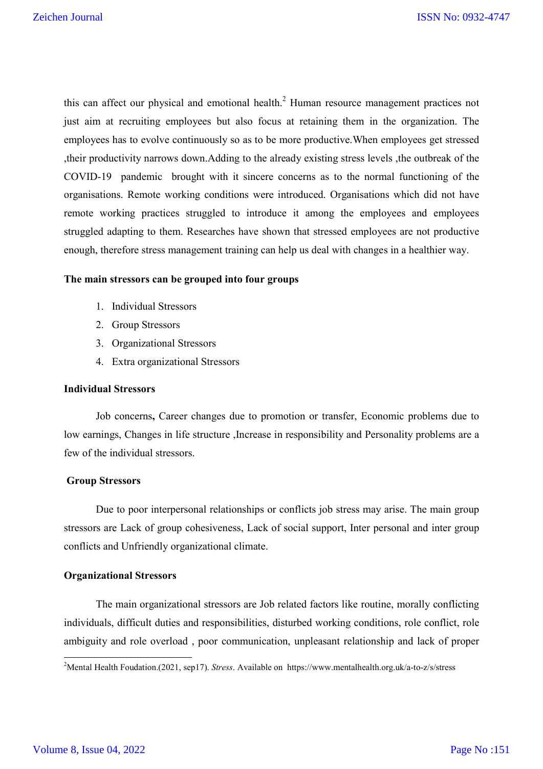this can affect our physical and emotional health.[2] Human resource management practices not just aim at recruiting employees but also focus at retaining them in the organization. The employees has to evolve continuously so as to be more productive.When employees get stressed ,their productivity narrows down.Adding to the already existing stress levels ,the outbreak of the COVID-19 pandemic brought with it sincere concerns as to the normal functioning of the organisations. Remote working conditions were introduced. Organisations which did not have remote working practices struggled to introduce it among the employees and employees struggled adapting to them. Researches have shown that stressed employees are not productive enough, therefore stress management training can help us deal with changes in a healthier way.

**The main stressors can be grouped into four groups**

1. Individual Stressors
2. Group Stressors
3. Organizational Stressors
4. Extra organizational Stressors

**Individual Stressors**

Job concerns**,** Career changes due to promotion or transfer, Economic problems due to low earnings, Changes in life structure ,Increase in responsibility and Personality problems are a few of the individual stressors.

**Group Stressors**

Due to poor interpersonal relationships or conflicts job stress may arise. The main group stressors are Lack of group cohesiveness, Lack of social support, Inter personal and inter group conflicts and Unfriendly organizational climate.

**Organizational Stressors**

The main organizational stressors are Job related factors like routine, morally conflicting individuals, difficult duties and responsibilities, disturbed working conditions, role conflict, role ambiguity and role overload , poor communication, unpleasant relationship and lack of proper

---

[2] Mental Health Foudation.(2021, sep17). *Stress*. Available on https://www.mentalhealth.org.uk/a-to-z/s/stress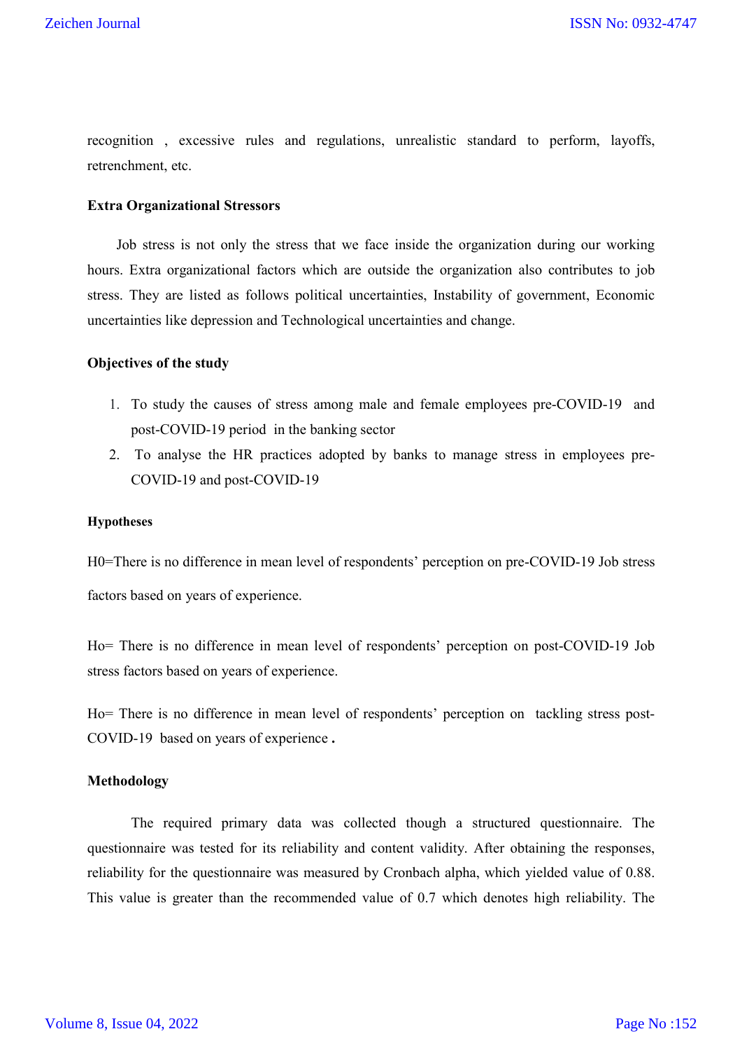recognition , excessive rules and regulations, unrealistic standard to perform, layoffs, retrenchment, etc.

**Extra Organizational Stressors**

Job stress is not only the stress that we face inside the organization during our working hours. Extra organizational factors which are outside the organization also contributes to job stress. They are listed as follows political uncertainties, Instability of government, Economic uncertainties like depression and Technological uncertainties and change.

**Objectives of the study**

1. To study the causes of stress among male and female employees pre-COVID-19 and post-COVID-19 period in the banking sector
2. To analyse the HR practices adopted by banks to manage stress in employees pre-COVID-19 and post-COVID-19

**Hypotheses**

H0=There is no difference in mean level of respondents' perception on pre-COVID-19 Job stress factors based on years of experience.

Ho= There is no difference in mean level of respondents' perception on post-COVID-19 Job stress factors based on years of experience.

Ho= There is no difference in mean level of respondents' perception on tackling stress post-COVID-19 based on years of experience **.**

**Methodology**

The required primary data was collected though a structured questionnaire. The questionnaire was tested for its reliability and content validity. After obtaining the responses, reliability for the questionnaire was measured by Cronbach alpha, which yielded value of 0.88. This value is greater than the recommended value of 0.7 which denotes high reliability. The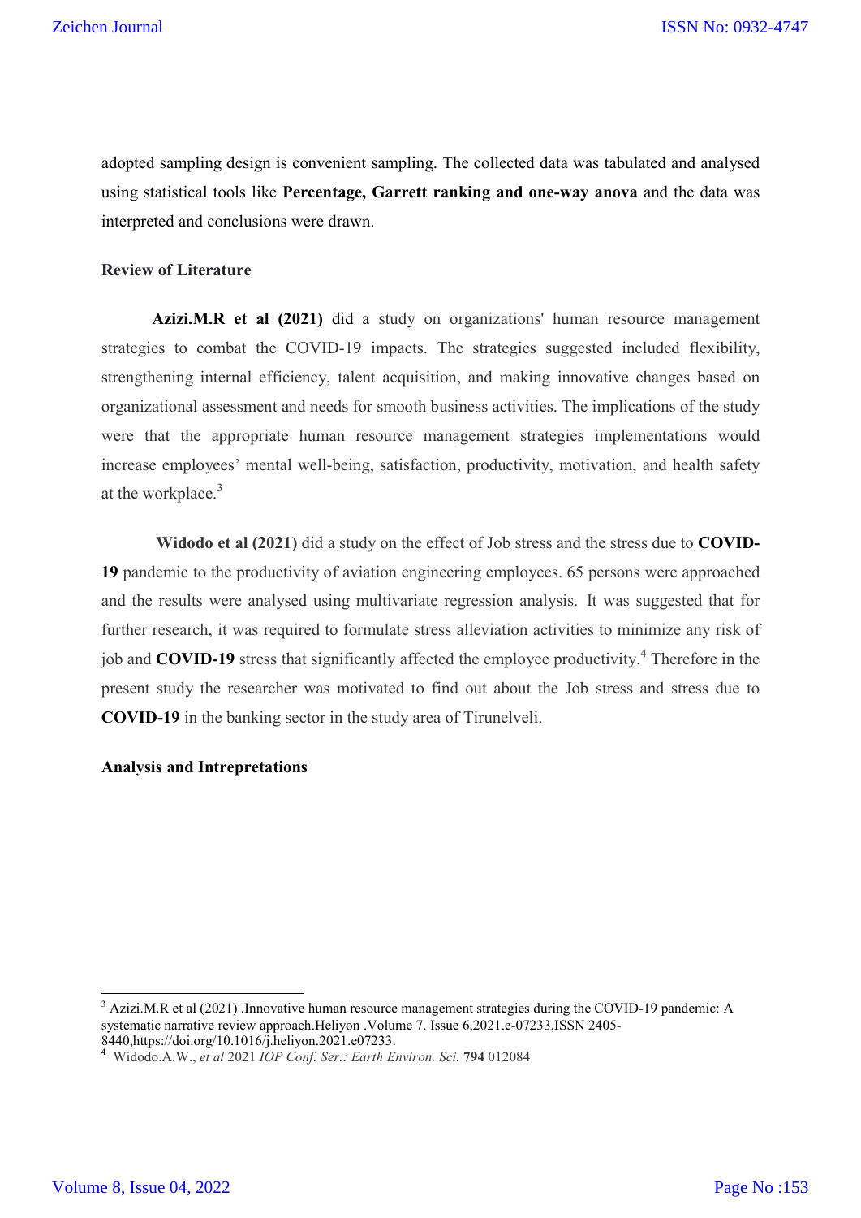adopted sampling design is convenient sampling. The collected data was tabulated and analysed using statistical tools like **Percentage, Garrett ranking and one-way anova** and the data was interpreted and conclusions were drawn.

## Review of Literature

**Azizi.M.R et al (2021)** did a study on organizations' human resource management strategies to combat the COVID-19 impacts. The strategies suggested included flexibility, strengthening internal efficiency, talent acquisition, and making innovative changes based on organizational assessment and needs for smooth business activities. The implications of the study were that the appropriate human resource management strategies implementations would increase employees' mental well-being, satisfaction, productivity, motivation, and health safety at the workplace.[3]

**Widodo et al (2021)** did a study on the effect of Job stress and the stress due to **COVID-19** pandemic to the productivity of aviation engineering employees. 65 persons were approached and the results were analysed using multivariate regression analysis. It was suggested that for further research, it was required to formulate stress alleviation activities to minimize any risk of job and **COVID-19** stress that significantly affected the employee productivity.[4] Therefore in the present study the researcher was motivated to find out about the Job stress and stress due to **COVID-19** in the banking sector in the study area of Tirunelveli.

## Analysis and Intrepretations

---

[3] Azizi.M.R et al (2021) .Innovative human resource management strategies during the COVID-19 pandemic: A systematic narrative review approach.Heliyon .Volume 7. Issue 6,2021.e-07233,ISSN 2405-8440,https://doi.org/10.1016/j.heliyon.2021.e07233.

[4] Widodo.A.W., *et al* 2021 *IOP Conf. Ser.: Earth Environ. Sci.* **794** 012084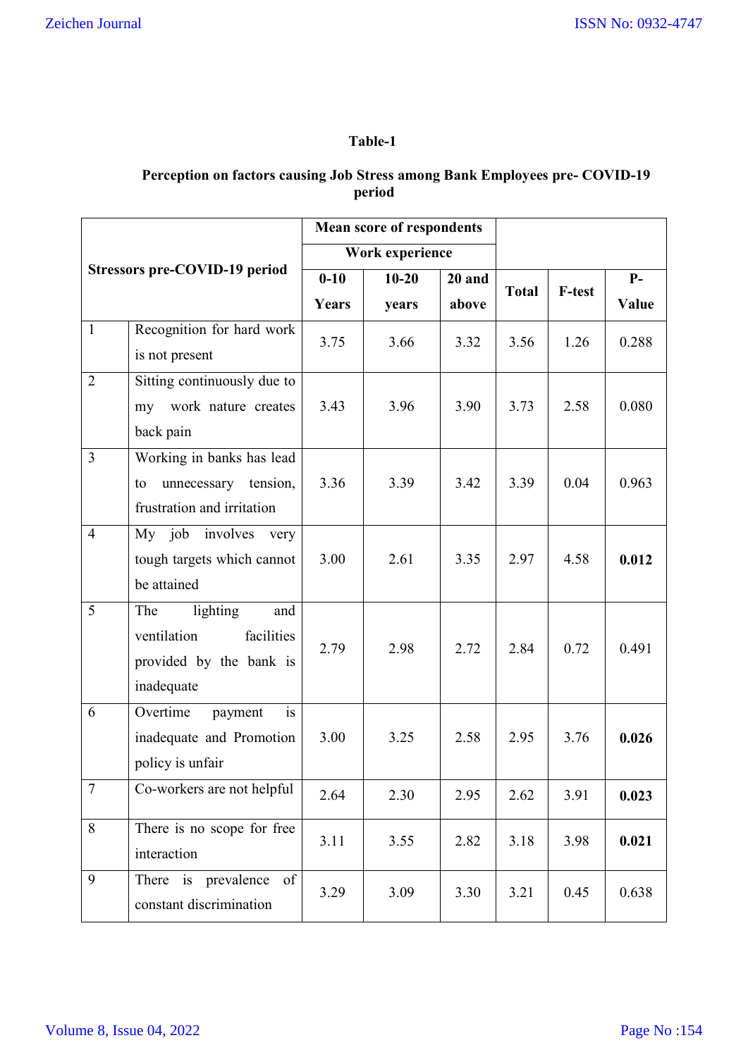**Table-1**

**Perception on factors causing Job Stress among Bank Employees pre- COVID-19 period**

| Stressors pre-COVID-19 period | | Mean score of respondents Work experience | | | | | |
|---|---|---|---|---|---|---|---|
| | | 0-10 Years | 10-20 years | 20 and above | Total | F-test | P-Value |
| 1 | Recognition for hard work is not present | 3.75 | 3.66 | 3.32 | 3.56 | 1.26 | 0.288 |
| 2 | Sitting continuously due to my work nature creates back pain | 3.43 | 3.96 | 3.90 | 3.73 | 2.58 | 0.080 |
| 3 | Working in banks has lead to unnecessary tension, frustration and irritation | 3.36 | 3.39 | 3.42 | 3.39 | 0.04 | 0.963 |
| 4 | My job involves very tough targets which cannot be attained | 3.00 | 2.61 | 3.35 | 2.97 | 4.58 | **0.012** |
| 5 | The lighting and ventilation facilities provided by the bank is inadequate | 2.79 | 2.98 | 2.72 | 2.84 | 0.72 | 0.491 |
| 6 | Overtime payment is inadequate and Promotion policy is unfair | 3.00 | 3.25 | 2.58 | 2.95 | 3.76 | **0.026** |
| 7 | Co-workers are not helpful | 2.64 | 2.30 | 2.95 | 2.62 | 3.91 | **0.023** |
| 8 | There is no scope for free interaction | 3.11 | 3.55 | 2.82 | 3.18 | 3.98 | **0.021** |
| 9 | There is prevalence of constant discrimination | 3.29 | 3.09 | 3.30 | 3.21 | 0.45 | 0.638 |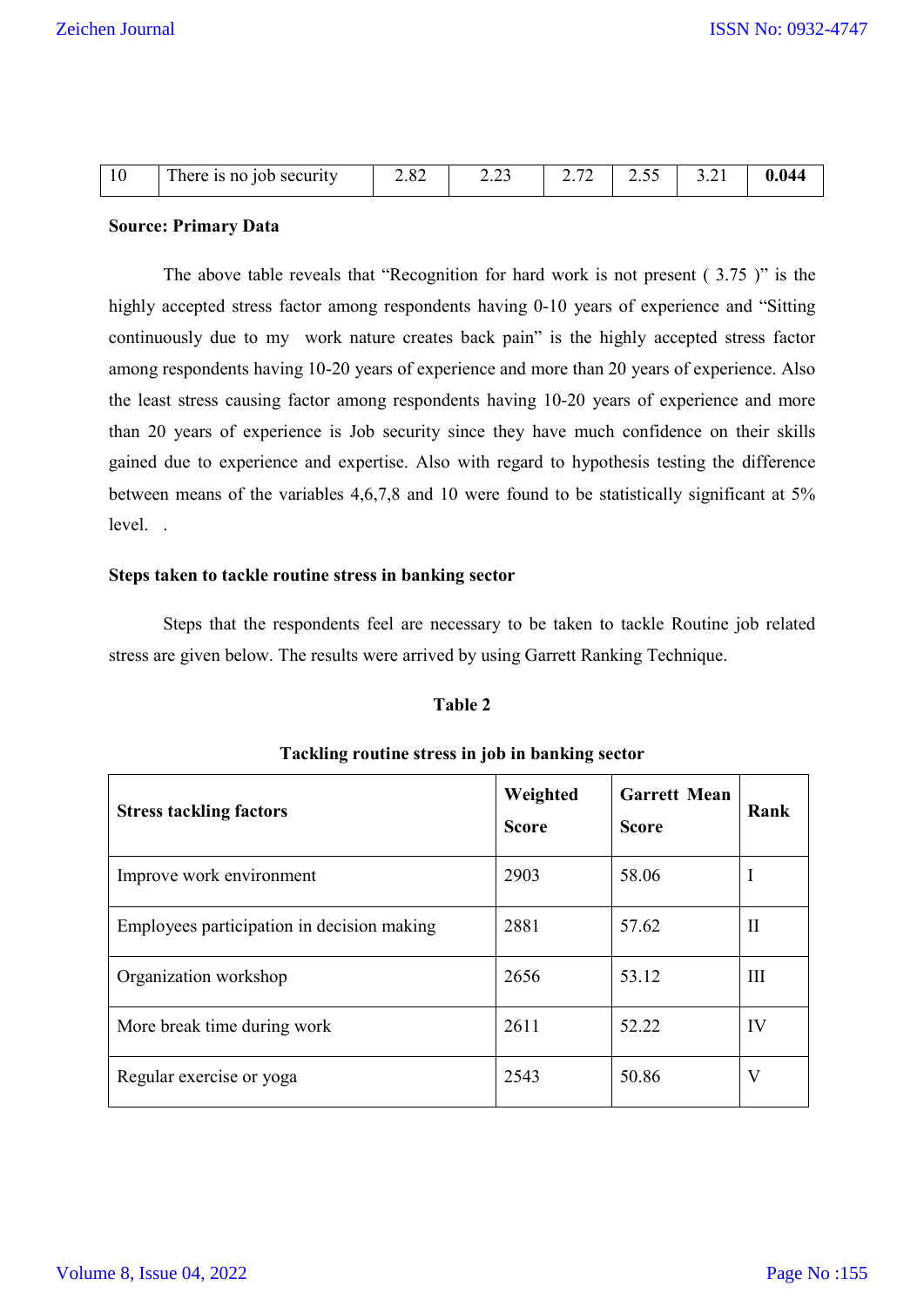| 10 | There is no job security | 2.82 | 2.23 | 2.72 | 2.55 | 3.21 | **0.044** |
|---|---|---|---|---|---|---|---|

**Source: Primary Data**

The above table reveals that "Recognition for hard work is not present ( 3.75 )" is the highly accepted stress factor among respondents having 0-10 years of experience and "Sitting continuously due to my work nature creates back pain" is the highly accepted stress factor among respondents having 10-20 years of experience and more than 20 years of experience. Also the least stress causing factor among respondents having 10-20 years of experience and more than 20 years of experience is Job security since they have much confidence on their skills gained due to experience and expertise. Also with regard to hypothesis testing the difference between means of the variables 4,6,7,8 and 10 were found to be statistically significant at 5% level. .

**Steps taken to tackle routine stress in banking sector**

Steps that the respondents feel are necessary to be taken to tackle Routine job related stress are given below. The results were arrived by using Garrett Ranking Technique.

**Table 2**

**Tackling routine stress in job in banking sector**

| **Stress tackling factors** | **Weighted Score** | **Garrett Mean Score** | **Rank** |
|---|---|---|---|
| Improve work environment | 2903 | 58.06 | I |
| Employees participation in decision making | 2881 | 57.62 | II |
| Organization workshop | 2656 | 53.12 | III |
| More break time during work | 2611 | 52.22 | IV |
| Regular exercise or yoga | 2543 | 50.86 | V |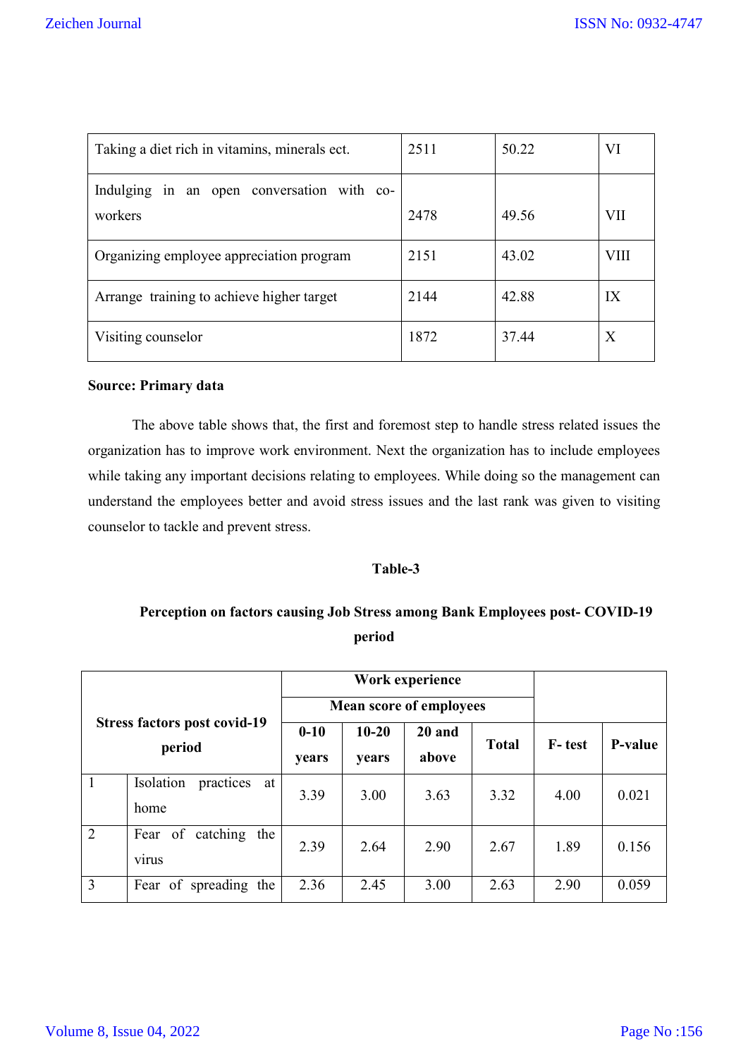| | | | |
|---|---|---|---|
| Taking a diet rich in vitamins, minerals ect. | 2511 | 50.22 | VI |
| Indulging in an open conversation with co-workers | 2478 | 49.56 | VII |
| Organizing employee appreciation program | 2151 | 43.02 | VIII |
| Arrange training to achieve higher target | 2144 | 42.88 | IX |
| Visiting counselor | 1872 | 37.44 | X |

**Source: Primary data**

The above table shows that, the first and foremost step to handle stress related issues the organization has to improve work environment. Next the organization has to include employees while taking any important decisions relating to employees. While doing so the management can understand the employees better and avoid stress issues and the last rank was given to visiting counselor to tackle and prevent stress.

**Table-3**

**Perception on factors causing Job Stress among Bank Employees post- COVID-19 period**

| Stress factors post covid-19 period | | Work experience | | | | | |
|---|---|---|---|---|---|---|---|
| | | Mean score of employees | | | | | |
| | | 0-10 years | 10-20 years | 20 and above | Total | F- test | P-value |
| 1 | Isolation practices at home | 3.39 | 3.00 | 3.63 | 3.32 | 4.00 | 0.021 |
| 2 | Fear of catching the virus | 2.39 | 2.64 | 2.90 | 2.67 | 1.89 | 0.156 |
| 3 | Fear of spreading the | 2.36 | 2.45 | 3.00 | 2.63 | 2.90 | 0.059 |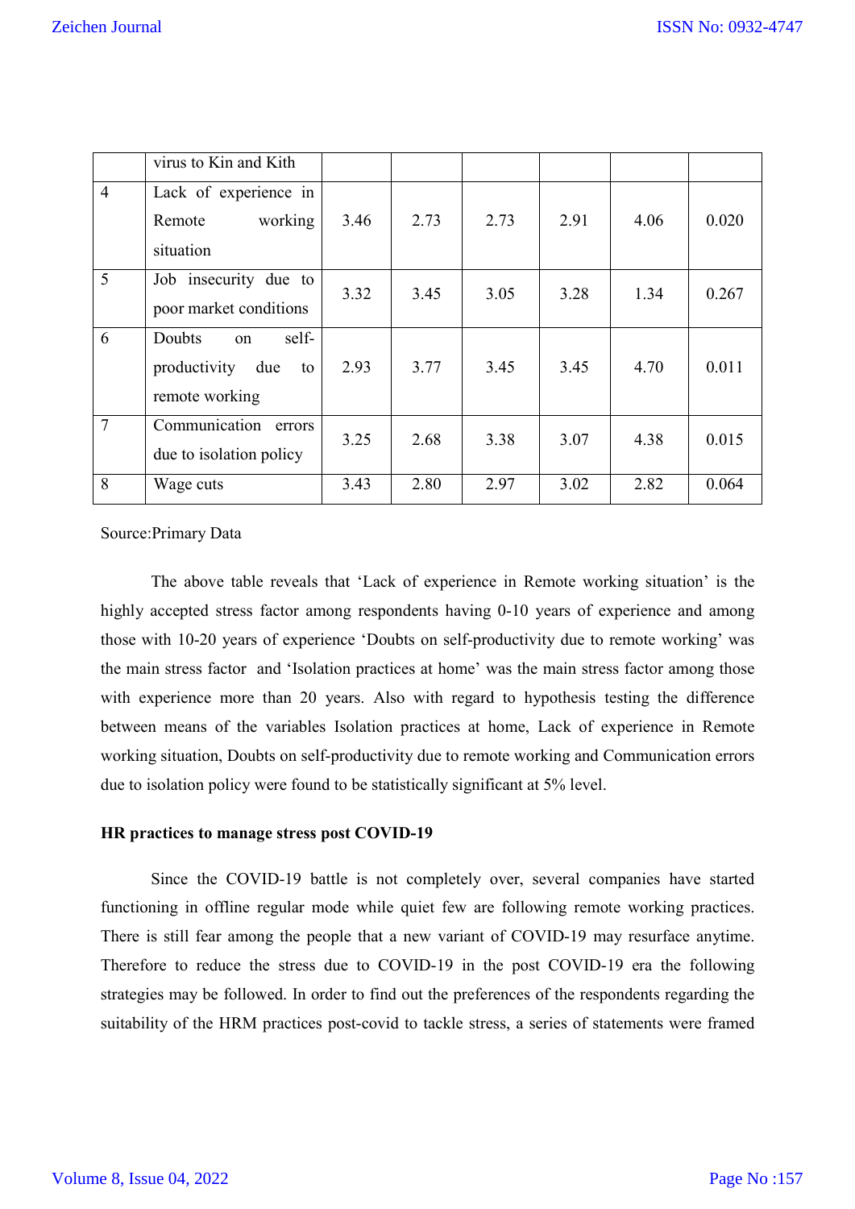|   | virus to Kin and Kith |   |   |   |   |   |   |
|---|---|---|---|---|---|---|---|
| 4 | Lack of experience in Remote working situation | 3.46 | 2.73 | 2.73 | 2.91 | 4.06 | 0.020 |
| 5 | Job insecurity due to poor market conditions | 3.32 | 3.45 | 3.05 | 3.28 | 1.34 | 0.267 |
| 6 | Doubts on self-productivity due to remote working | 2.93 | 3.77 | 3.45 | 3.45 | 4.70 | 0.011 |
| 7 | Communication errors due to isolation policy | 3.25 | 2.68 | 3.38 | 3.07 | 4.38 | 0.015 |
| 8 | Wage cuts | 3.43 | 2.80 | 2.97 | 3.02 | 2.82 | 0.064 |

Source:Primary Data

The above table reveals that 'Lack of experience in Remote working situation' is the highly accepted stress factor among respondents having 0-10 years of experience and among those with 10-20 years of experience 'Doubts on self-productivity due to remote working' was the main stress factor and 'Isolation practices at home' was the main stress factor among those with experience more than 20 years. Also with regard to hypothesis testing the difference between means of the variables Isolation practices at home, Lack of experience in Remote working situation, Doubts on self-productivity due to remote working and Communication errors due to isolation policy were found to be statistically significant at 5% level.

**HR practices to manage stress post COVID-19**

Since the COVID-19 battle is not completely over, several companies have started functioning in offline regular mode while quiet few are following remote working practices. There is still fear among the people that a new variant of COVID-19 may resurface anytime. Therefore to reduce the stress due to COVID-19 in the post COVID-19 era the following strategies may be followed. In order to find out the preferences of the respondents regarding the suitability of the HRM practices post-covid to tackle stress, a series of statements were framed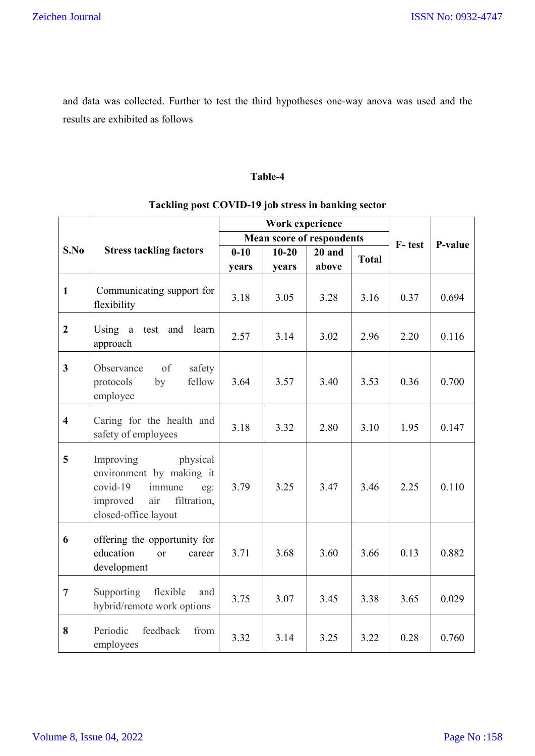and data was collected. Further to test the third hypotheses one-way anova was used and the results are exhibited as follows

**Table-4**

**Tackling post COVID-19 job stress in banking sector**

| S.No | Stress tackling factors | Work experience | | | | F- test | P-value |
|---|---|---|---|---|---|---|---|
| | | Mean score of respondents | | | | | |
| | | 0-10 years | 10-20 years | 20 and above | Total | | |
| 1 | Communicating support for flexibility | 3.18 | 3.05 | 3.28 | 3.16 | 0.37 | 0.694 |
| 2 | Using a test and learn approach | 2.57 | 3.14 | 3.02 | 2.96 | 2.20 | 0.116 |
| 3 | Observance of safety protocols by fellow employee | 3.64 | 3.57 | 3.40 | 3.53 | 0.36 | 0.700 |
| 4 | Caring for the health and safety of employees | 3.18 | 3.32 | 2.80 | 3.10 | 1.95 | 0.147 |
| 5 | Improving physical environment by making it covid-19 immune eg: improved air filtration, closed-office layout | 3.79 | 3.25 | 3.47 | 3.46 | 2.25 | 0.110 |
| 6 | offering the opportunity for education or career development | 3.71 | 3.68 | 3.60 | 3.66 | 0.13 | 0.882 |
| 7 | Supporting flexible and hybrid/remote work options | 3.75 | 3.07 | 3.45 | 3.38 | 3.65 | 0.029 |
| 8 | Periodic feedback from employees | 3.32 | 3.14 | 3.25 | 3.22 | 0.28 | 0.760 |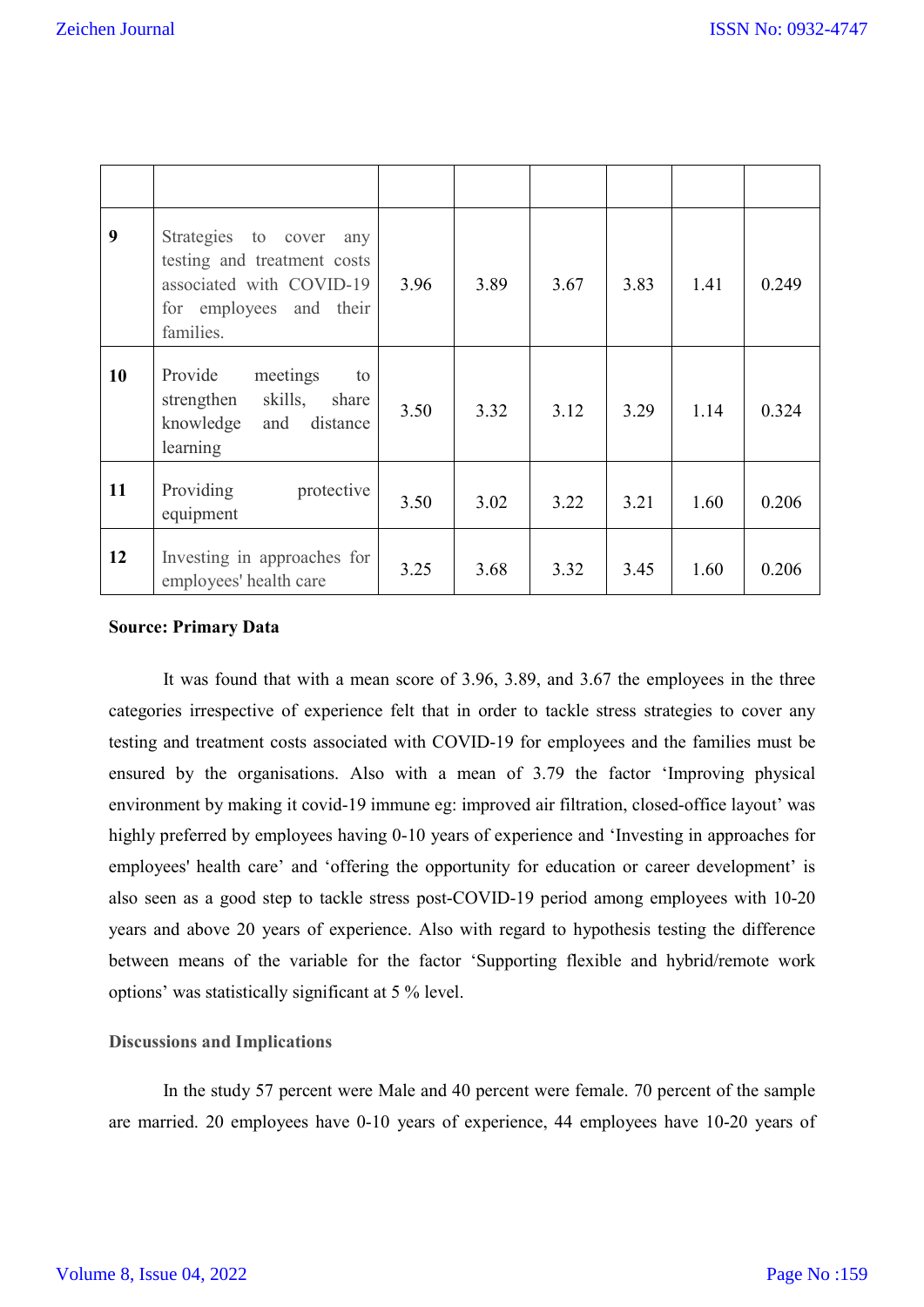| | | | | | | | |
|---|---|---|---|---|---|---|---|
| 9 | Strategies to cover any testing and treatment costs associated with COVID-19 for employees and their families. | 3.96 | 3.89 | 3.67 | 3.83 | 1.41 | 0.249 |
| 10 | Provide meetings to strengthen skills, share knowledge and distance learning | 3.50 | 3.32 | 3.12 | 3.29 | 1.14 | 0.324 |
| 11 | Providing protective equipment | 3.50 | 3.02 | 3.22 | 3.21 | 1.60 | 0.206 |
| 12 | Investing in approaches for employees' health care | 3.25 | 3.68 | 3.32 | 3.45 | 1.60 | 0.206 |

**Source: Primary Data**

It was found that with a mean score of 3.96, 3.89, and 3.67 the employees in the three categories irrespective of experience felt that in order to tackle stress strategies to cover any testing and treatment costs associated with COVID-19 for employees and the families must be ensured by the organisations. Also with a mean of 3.79 the factor 'Improving physical environment by making it covid-19 immune eg: improved air filtration, closed-office layout' was highly preferred by employees having 0-10 years of experience and 'Investing in approaches for employees' health care' and 'offering the opportunity for education or career development' is also seen as a good step to tackle stress post-COVID-19 period among employees with 10-20 years and above 20 years of experience. Also with regard to hypothesis testing the difference between means of the variable for the factor 'Supporting flexible and hybrid/remote work options' was statistically significant at 5 % level.

## Discussions and Implications

In the study 57 percent were Male and 40 percent were female. 70 percent of the sample are married. 20 employees have 0-10 years of experience, 44 employees have 10-20 years of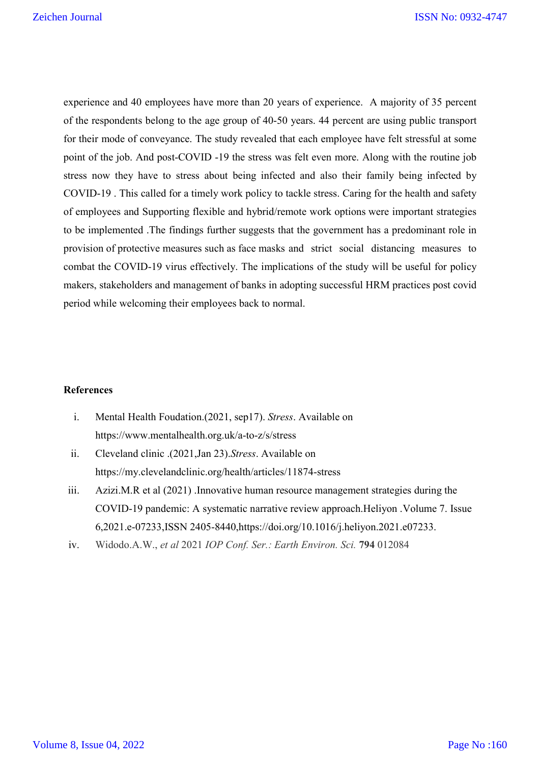experience and 40 employees have more than 20 years of experience. A majority of 35 percent of the respondents belong to the age group of 40-50 years. 44 percent are using public transport for their mode of conveyance. The study revealed that each employee have felt stressful at some point of the job. And post-COVID -19 the stress was felt even more. Along with the routine job stress now they have to stress about being infected and also their family being infected by COVID-19 . This called for a timely work policy to tackle stress. Caring for the health and safety of employees and Supporting flexible and hybrid/remote work options were important strategies to be implemented .The findings further suggests that the government has a predominant role in provision of protective measures such as face masks and strict social distancing measures to combat the COVID-19 virus effectively. The implications of the study will be useful for policy makers, stakeholders and management of banks in adopting successful HRM practices post covid period while welcoming their employees back to normal.

**References**

i. Mental Health Foudation.(2021, sep17). *Stress*. Available on https://www.mentalhealth.org.uk/a-to-z/s/stress

ii. Cleveland clinic .(2021,Jan 23).*Stress*. Available on https://my.clevelandclinic.org/health/articles/11874-stress

iii. Azizi.M.R et al (2021) .Innovative human resource management strategies during the COVID-19 pandemic: A systematic narrative review approach.Heliyon .Volume 7. Issue 6,2021.e-07233,ISSN 2405-8440,https://doi.org/10.1016/j.heliyon.2021.e07233.

iv. Widodo.A.W., *et al* 2021 *IOP Conf. Ser.: Earth Environ. Sci.* **794** 012084